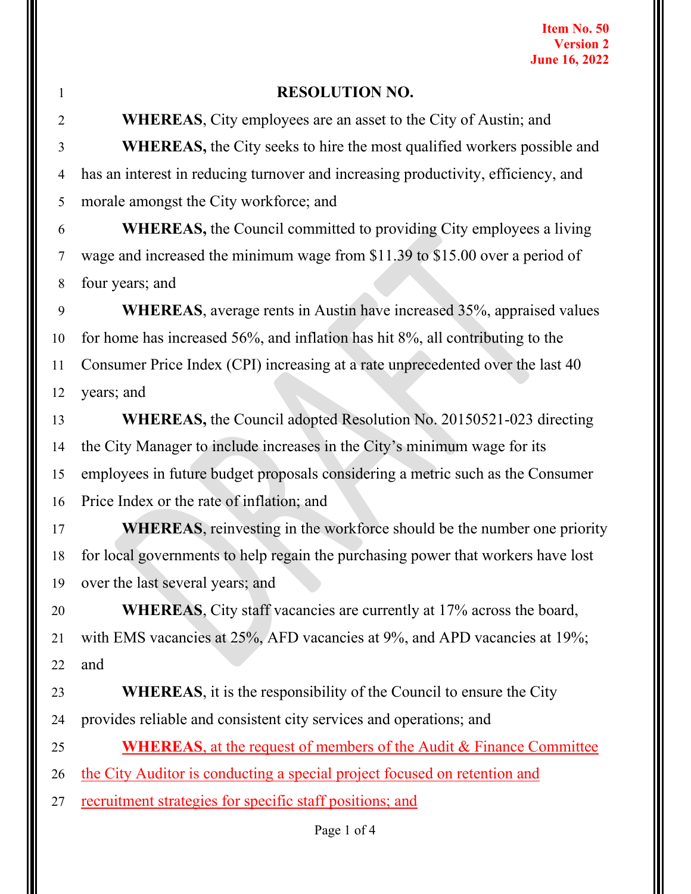Item No. 50
Version 2
June 16, 2022

# RESOLUTION NO.

**WHEREAS**, City employees are an asset to the City of Austin; and

**WHEREAS,** the City seeks to hire the most qualified workers possible and has an interest in reducing turnover and increasing productivity, efficiency, and morale amongst the City workforce; and

**WHEREAS,** the Council committed to providing City employees a living wage and increased the minimum wage from $11.39 to $15.00 over a period of four years; and

**WHEREAS**, average rents in Austin have increased 35%, appraised values for home has increased 56%, and inflation has hit 8%, all contributing to the Consumer Price Index (CPI) increasing at a rate unprecedented over the last 40 years; and

**WHEREAS,** the Council adopted Resolution No. 20150521-023 directing the City Manager to include increases in the City's minimum wage for its employees in future budget proposals considering a metric such as the Consumer Price Index or the rate of inflation; and

**WHEREAS**, reinvesting in the workforce should be the number one priority for local governments to help regain the purchasing power that workers have lost over the last several years; and

**WHEREAS**, City staff vacancies are currently at 17% across the board, with EMS vacancies at 25%, AFD vacancies at 9%, and APD vacancies at 19%; and

**WHEREAS**, it is the responsibility of the Council to ensure the City provides reliable and consistent city services and operations; and

**WHEREAS**, at the request of members of the Audit & Finance Committee the City Auditor is conducting a special project focused on retention and recruitment strategies for specific staff positions; and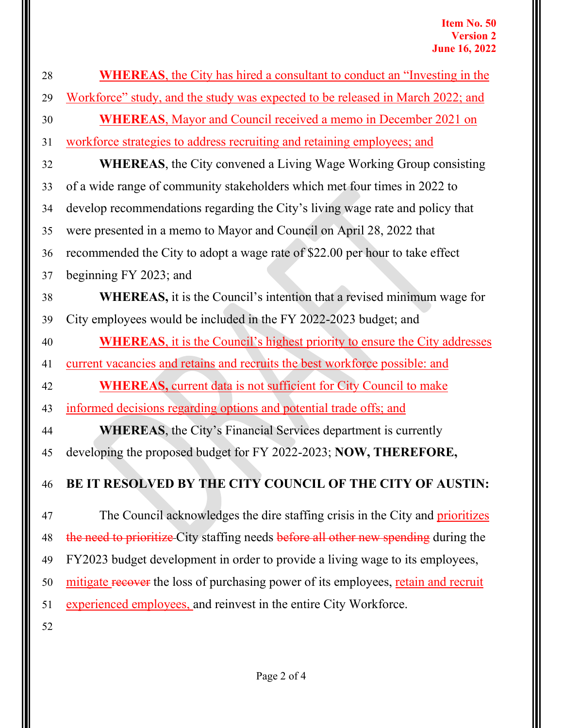**WHEREAS**, the City has hired a consultant to conduct an "Investing in the Workforce" study, and the study was expected to be released in March 2022; and

**WHEREAS**, Mayor and Council received a memo in December 2021 on workforce strategies to address recruiting and retaining employees; and

**WHEREAS**, the City convened a Living Wage Working Group consisting of a wide range of community stakeholders which met four times in 2022 to develop recommendations regarding the City's living wage rate and policy that were presented in a memo to Mayor and Council on April 28, 2022 that recommended the City to adopt a wage rate of $22.00 per hour to take effect beginning FY 2023; and

**WHEREAS,** it is the Council's intention that a revised minimum wage for City employees would be included in the FY 2022-2023 budget; and

**WHEREAS**, it is the Council's highest priority to ensure the City addresses current vacancies and retains and recruits the best workforce possible: and

**WHEREAS,** current data is not sufficient for City Council to make informed decisions regarding options and potential trade offs; and

**WHEREAS**, the City's Financial Services department is currently developing the proposed budget for FY 2022-2023; **NOW, THEREFORE,**

**BE IT RESOLVED BY THE CITY COUNCIL OF THE CITY OF AUSTIN:**

The Council acknowledges the dire staffing crisis in the City and prioritizes ~~the need to prioritize~~ City staffing needs ~~before all other new spending~~ during the FY2023 budget development in order to provide a living wage to its employees, mitigate ~~recover~~ the loss of purchasing power of its employees, retain and recruit experienced employees, and reinvest in the entire City Workforce.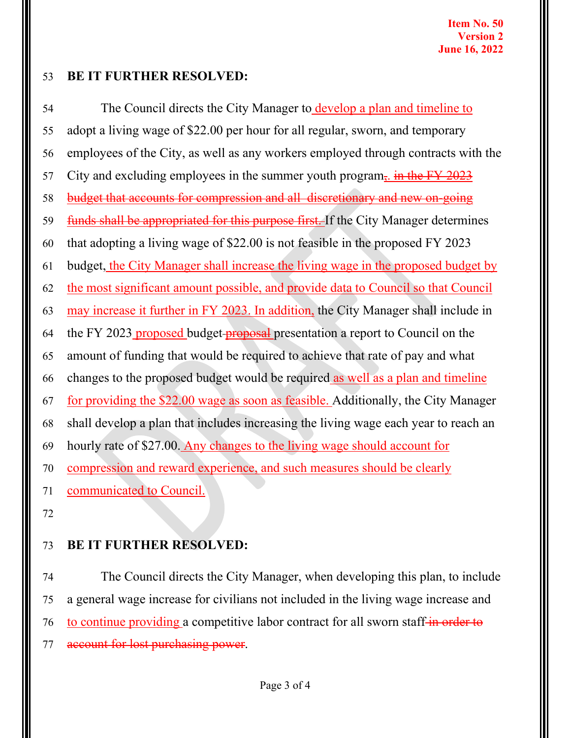**BE IT FURTHER RESOLVED:**

The Council directs the City Manager to develop a plan and timeline to adopt a living wage of $22.00 per hour for all regular, sworn, and temporary employees of the City, as well as any workers employed through contracts with the City and excluding employees in the summer youth program~~,~~. ~~in the FY 2023 budget that accounts for compression and all discretionary and new on-going funds shall be appropriated for this purpose first.~~ If the City Manager determines that adopting a living wage of $22.00 is not feasible in the proposed FY 2023 budget, the City Manager shall increase the living wage in the proposed budget by the most significant amount possible, and provide data to Council so that Council may increase it further in FY 2023. In addition, the City Manager shall include in the FY 2023 proposed budget ~~proposal~~ presentation a report to Council on the amount of funding that would be required to achieve that rate of pay and what changes to the proposed budget would be required as well as a plan and timeline for providing the $22.00 wage as soon as feasible. Additionally, the City Manager shall develop a plan that includes increasing the living wage each year to reach an hourly rate of $27.00. Any changes to the living wage should account for compression and reward experience, and such measures should be clearly communicated to Council.

**BE IT FURTHER RESOLVED:**

The Council directs the City Manager, when developing this plan, to include a general wage increase for civilians not included in the living wage increase and to continue providing a competitive labor contract for all sworn staff ~~in order to account for lost purchasing power~~.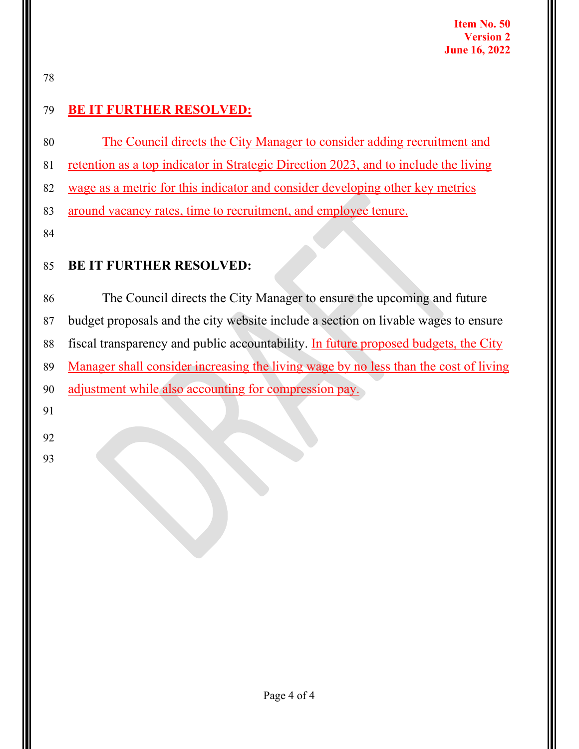**BE IT FURTHER RESOLVED:**

The Council directs the City Manager to consider adding recruitment and retention as a top indicator in Strategic Direction 2023, and to include the living wage as a metric for this indicator and consider developing other key metrics around vacancy rates, time to recruitment, and employee tenure.

**BE IT FURTHER RESOLVED:**

The Council directs the City Manager to ensure the upcoming and future budget proposals and the city website include a section on livable wages to ensure fiscal transparency and public accountability. In future proposed budgets, the City Manager shall consider increasing the living wage by no less than the cost of living adjustment while also accounting for compression pay.